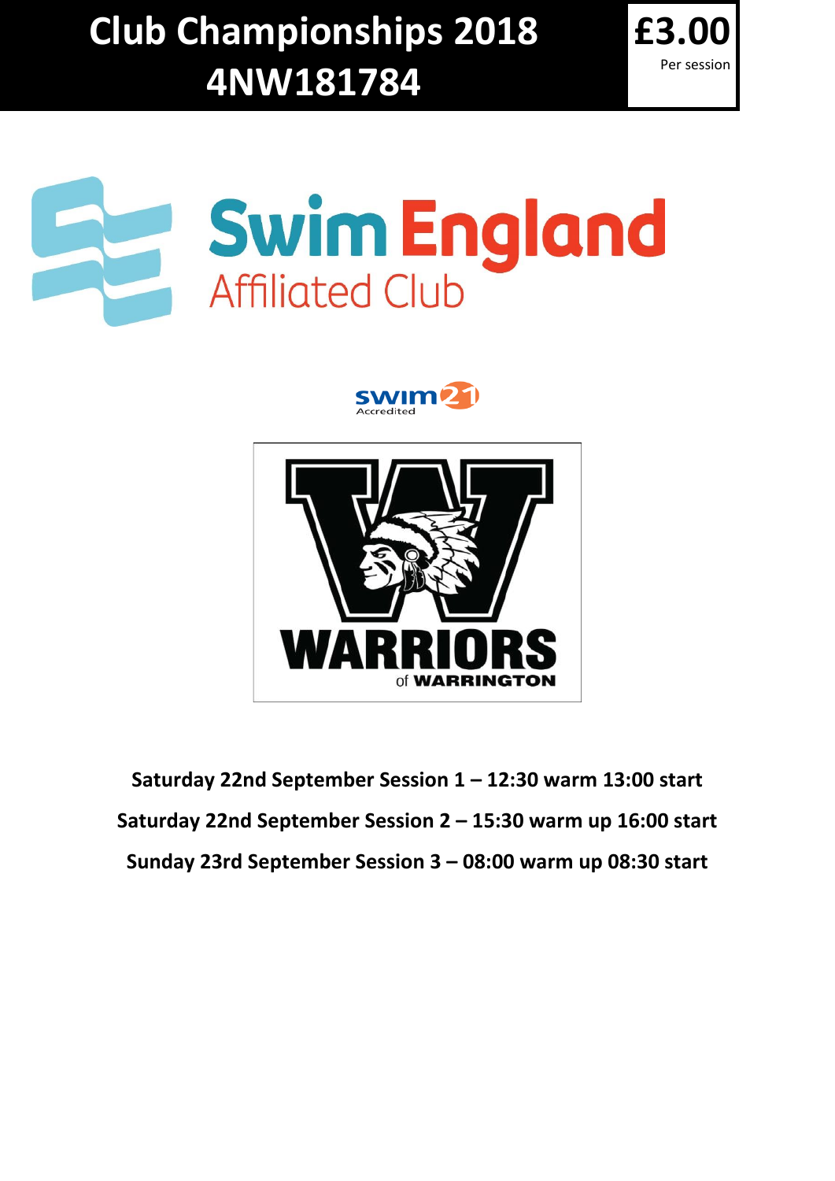# Club Championships 2018
# 4NW181784

**£3.00**
Per session

Swim England
Affiliated Club

swim21 Accredited

WARRIORS of WARRINGTON

**Saturday 22nd September Session 1 – 12:30 warm 13:00 start**

**Saturday 22nd September Session 2 – 15:30 warm up 16:00 start**

**Sunday 23rd September Session 3 – 08:00 warm up 08:30 start**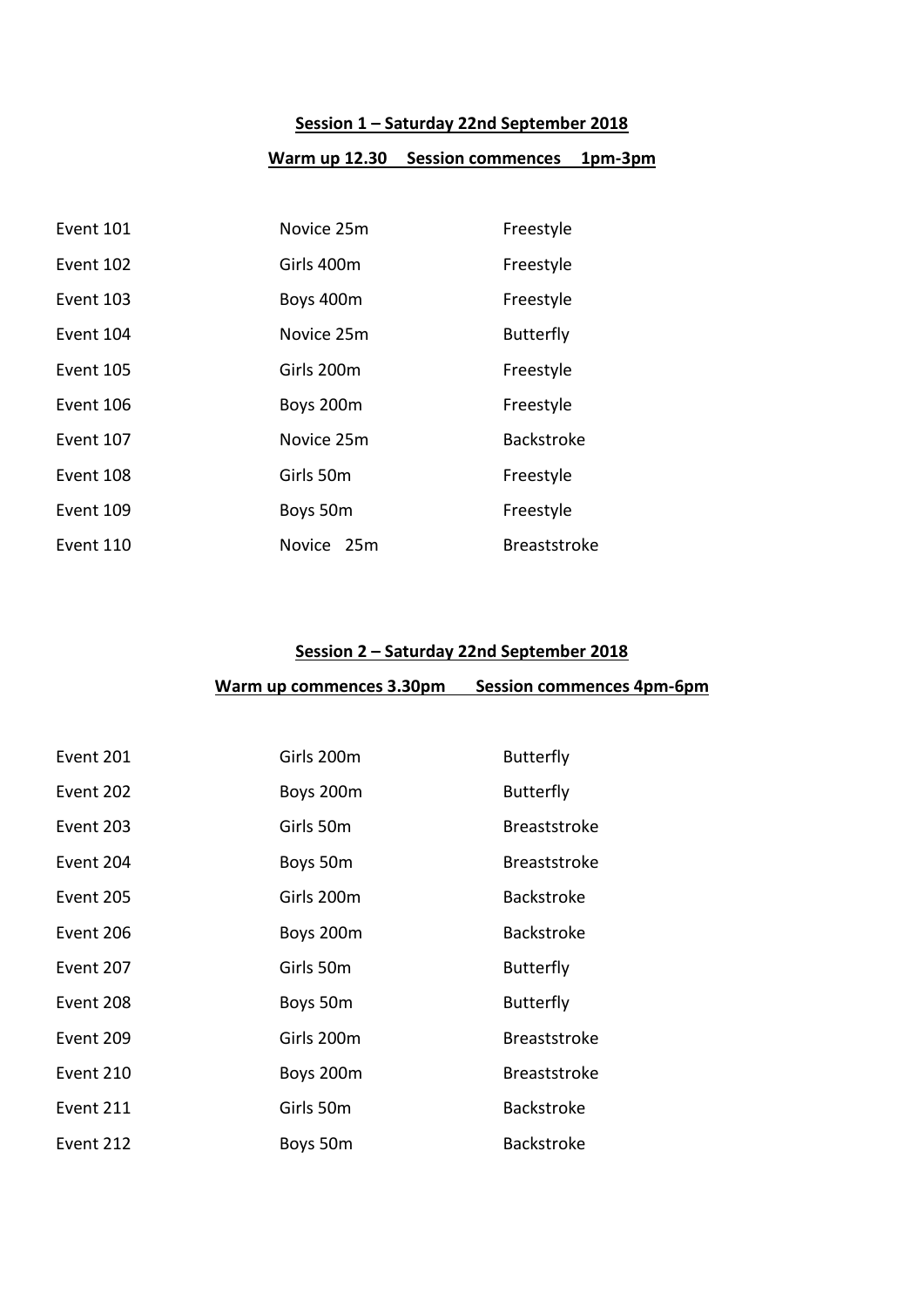**Session 1 – Saturday 22nd September 2018**

**Warm up 12.30 Session commences 1pm-3pm**

| | | |
|---|---|---|
| Event 101 | Novice 25m | Freestyle |
| Event 102 | Girls 400m | Freestyle |
| Event 103 | Boys 400m | Freestyle |
| Event 104 | Novice 25m | Butterfly |
| Event 105 | Girls 200m | Freestyle |
| Event 106 | Boys 200m | Freestyle |
| Event 107 | Novice 25m | Backstroke |
| Event 108 | Girls 50m | Freestyle |
| Event 109 | Boys 50m | Freestyle |
| Event 110 | Novice 25m | Breaststroke |

**Session 2 – Saturday 22nd September 2018**

**Warm up commences 3.30pm Session commences 4pm-6pm**

| | | |
|---|---|---|
| Event 201 | Girls 200m | Butterfly |
| Event 202 | Boys 200m | Butterfly |
| Event 203 | Girls 50m | Breaststroke |
| Event 204 | Boys 50m | Breaststroke |
| Event 205 | Girls 200m | Backstroke |
| Event 206 | Boys 200m | Backstroke |
| Event 207 | Girls 50m | Butterfly |
| Event 208 | Boys 50m | Butterfly |
| Event 209 | Girls 200m | Breaststroke |
| Event 210 | Boys 200m | Breaststroke |
| Event 211 | Girls 50m | Backstroke |
| Event 212 | Boys 50m | Backstroke |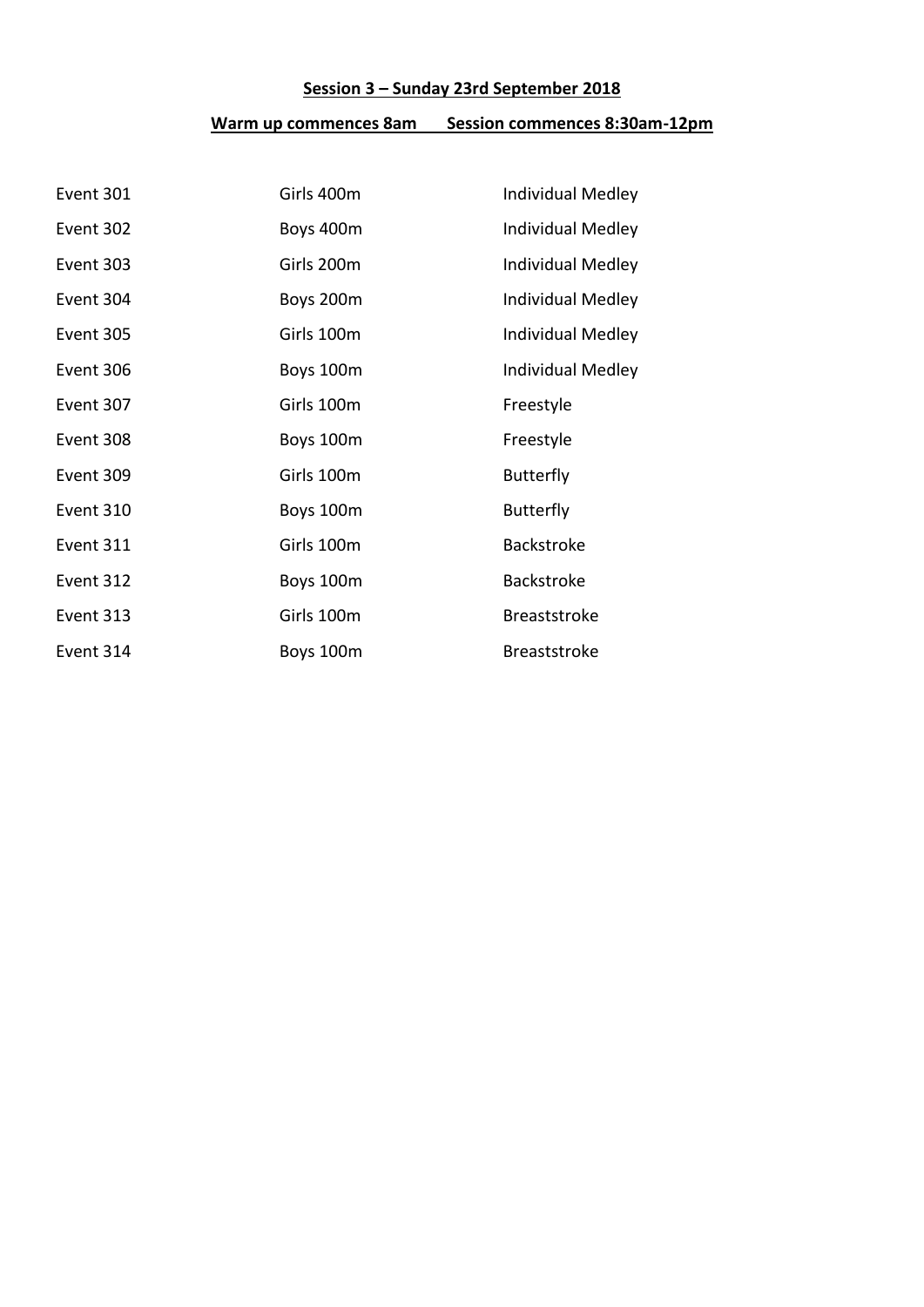**Session 3 – Sunday 23rd September 2018**

**Warm up commences 8am    Session commences 8:30am-12pm**

| | | |
|---|---|---|
| Event 301 | Girls 400m | Individual Medley |
| Event 302 | Boys 400m | Individual Medley |
| Event 303 | Girls 200m | Individual Medley |
| Event 304 | Boys 200m | Individual Medley |
| Event 305 | Girls 100m | Individual Medley |
| Event 306 | Boys 100m | Individual Medley |
| Event 307 | Girls 100m | Freestyle |
| Event 308 | Boys 100m | Freestyle |
| Event 309 | Girls 100m | Butterfly |
| Event 310 | Boys 100m | Butterfly |
| Event 311 | Girls 100m | Backstroke |
| Event 312 | Boys 100m | Backstroke |
| Event 313 | Girls 100m | Breaststroke |
| Event 314 | Boys 100m | Breaststroke |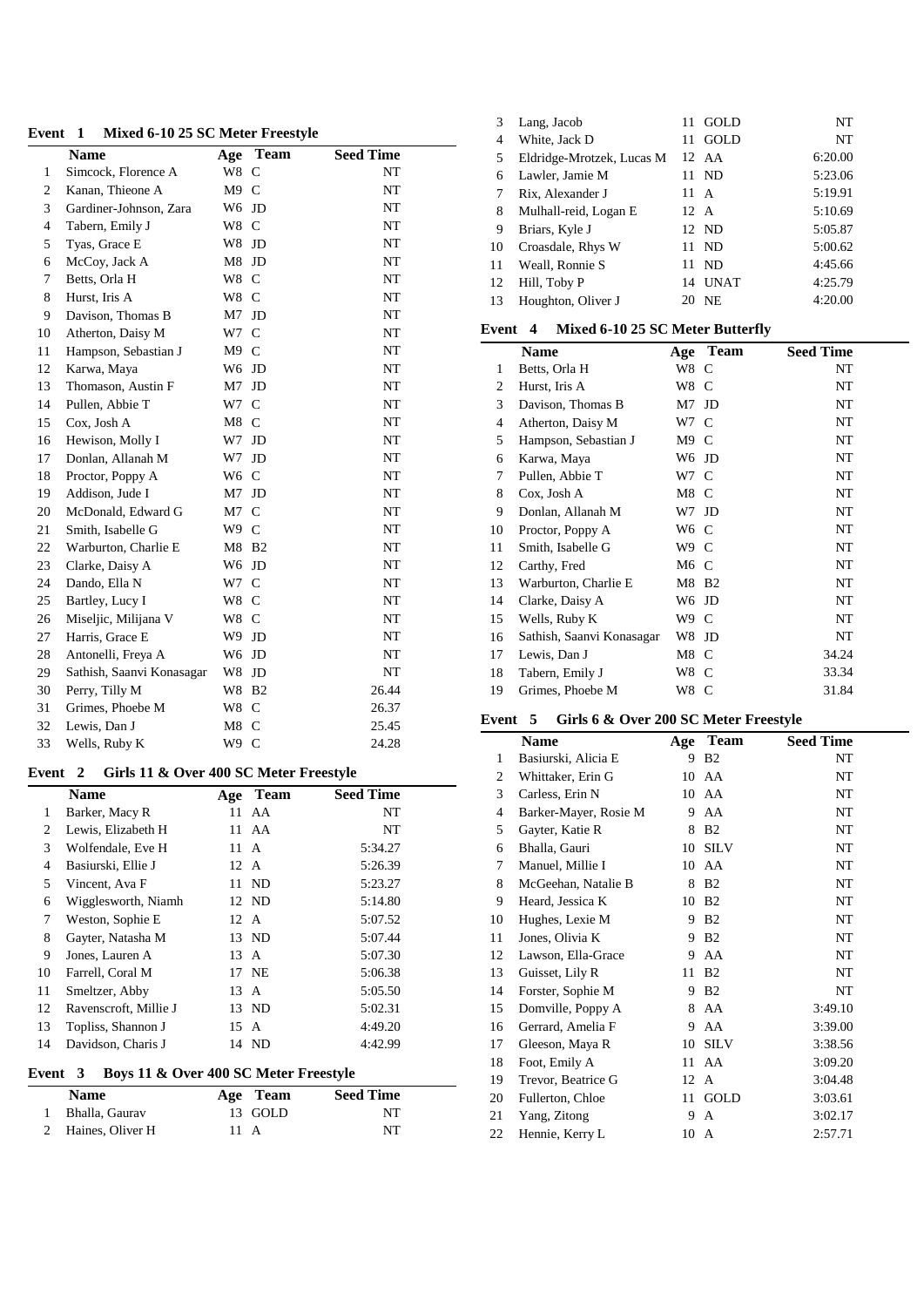## Event 1 Mixed 6-10 25 SC Meter Freestyle

| | Name | Age | Team | Seed Time |
|---|---|---|---|---|
| 1 | Simcock, Florence A | W8 | C | NT |
| 2 | Kanan, Thieone A | M9 | C | NT |
| 3 | Gardiner-Johnson, Zara | W6 | JD | NT |
| 4 | Tabern, Emily J | W8 | C | NT |
| 5 | Tyas, Grace E | W8 | JD | NT |
| 6 | McCoy, Jack A | M8 | JD | NT |
| 7 | Betts, Orla H | W8 | C | NT |
| 8 | Hurst, Iris A | W8 | C | NT |
| 9 | Davison, Thomas B | M7 | JD | NT |
| 10 | Atherton, Daisy M | W7 | C | NT |
| 11 | Hampson, Sebastian J | M9 | C | NT |
| 12 | Karwa, Maya | W6 | JD | NT |
| 13 | Thomason, Austin F | M7 | JD | NT |
| 14 | Pullen, Abbie T | W7 | C | NT |
| 15 | Cox, Josh A | M8 | C | NT |
| 16 | Hewison, Molly I | W7 | JD | NT |
| 17 | Donlan, Allanah M | W7 | JD | NT |
| 18 | Proctor, Poppy A | W6 | C | NT |
| 19 | Addison, Jude I | M7 | JD | NT |
| 20 | McDonald, Edward G | M7 | C | NT |
| 21 | Smith, Isabelle G | W9 | C | NT |
| 22 | Warburton, Charlie E | M8 | B2 | NT |
| 23 | Clarke, Daisy A | W6 | JD | NT |
| 24 | Dando, Ella N | W7 | C | NT |
| 25 | Bartley, Lucy I | W8 | C | NT |
| 26 | Miseljic, Milijana V | W8 | C | NT |
| 27 | Harris, Grace E | W9 | JD | NT |
| 28 | Antonelli, Freya A | W6 | JD | NT |
| 29 | Sathish, Saanvi Konasagar | W8 | JD | NT |
| 30 | Perry, Tilly M | W8 | B2 | 26.44 |
| 31 | Grimes, Phoebe M | W8 | C | 26.37 |
| 32 | Lewis, Dan J | M8 | C | 25.45 |
| 33 | Wells, Ruby K | W9 | C | 24.28 |

## Event 2 Girls 11 & Over 400 SC Meter Freestyle

| | Name | Age | Team | Seed Time |
|---|---|---|---|---|
| 1 | Barker, Macy R | 11 | AA | NT |
| 2 | Lewis, Elizabeth H | 11 | AA | NT |
| 3 | Wolfendale, Eve H | 11 | A | 5:34.27 |
| 4 | Basiurski, Ellie J | 12 | A | 5:26.39 |
| 5 | Vincent, Ava F | 11 | ND | 5:23.27 |
| 6 | Wigglesworth, Niamh | 12 | ND | 5:14.80 |
| 7 | Weston, Sophie E | 12 | A | 5:07.52 |
| 8 | Gayter, Natasha M | 13 | ND | 5:07.44 |
| 9 | Jones, Lauren A | 13 | A | 5:07.30 |
| 10 | Farrell, Coral M | 17 | NE | 5:06.38 |
| 11 | Smeltzer, Abby | 13 | A | 5:05.50 |
| 12 | Ravenscroft, Millie J | 13 | ND | 5:02.31 |
| 13 | Topliss, Shannon J | 15 | A | 4:49.20 |
| 14 | Davidson, Charis J | 14 | ND | 4:42.99 |

## Event 3 Boys 11 & Over 400 SC Meter Freestyle

| | Name | Age | Team | Seed Time |
|---|---|---|---|---|
| 1 | Bhalla, Gaurav | 13 | GOLD | NT |
| 2 | Haines, Oliver H | 11 | A | NT |
| 3 | Lang, Jacob | 11 | GOLD | NT |
| 4 | White, Jack D | 11 | GOLD | NT |
| 5 | Eldridge-Mrotzek, Lucas M | 12 | AA | 6:20.00 |
| 6 | Lawler, Jamie M | 11 | ND | 5:23.06 |
| 7 | Rix, Alexander J | 11 | A | 5:19.91 |
| 8 | Mulhall-reid, Logan E | 12 | A | 5:10.69 |
| 9 | Briars, Kyle J | 12 | ND | 5:05.87 |
| 10 | Croasdale, Rhys W | 11 | ND | 5:00.62 |
| 11 | Weall, Ronnie S | 11 | ND | 4:45.66 |
| 12 | Hill, Toby P | 14 | UNAT | 4:25.79 |
| 13 | Houghton, Oliver J | 20 | NE | 4:20.00 |

## Event 4 Mixed 6-10 25 SC Meter Butterfly

| | Name | Age | Team | Seed Time |
|---|---|---|---|---|
| 1 | Betts, Orla H | W8 | C | NT |
| 2 | Hurst, Iris A | W8 | C | NT |
| 3 | Davison, Thomas B | M7 | JD | NT |
| 4 | Atherton, Daisy M | W7 | C | NT |
| 5 | Hampson, Sebastian J | M9 | C | NT |
| 6 | Karwa, Maya | W6 | JD | NT |
| 7 | Pullen, Abbie T | W7 | C | NT |
| 8 | Cox, Josh A | M8 | C | NT |
| 9 | Donlan, Allanah M | W7 | JD | NT |
| 10 | Proctor, Poppy A | W6 | C | NT |
| 11 | Smith, Isabelle G | W9 | C | NT |
| 12 | Carthy, Fred | M6 | C | NT |
| 13 | Warburton, Charlie E | M8 | B2 | NT |
| 14 | Clarke, Daisy A | W6 | JD | NT |
| 15 | Wells, Ruby K | W9 | C | NT |
| 16 | Sathish, Saanvi Konasagar | W8 | JD | NT |
| 17 | Lewis, Dan J | M8 | C | 34.24 |
| 18 | Tabern, Emily J | W8 | C | 33.34 |
| 19 | Grimes, Phoebe M | W8 | C | 31.84 |

## Event 5 Girls 6 & Over 200 SC Meter Freestyle

| | Name | Age | Team | Seed Time |
|---|---|---|---|---|
| 1 | Basiurski, Alicia E | 9 | B2 | NT |
| 2 | Whittaker, Erin G | 10 | AA | NT |
| 3 | Carless, Erin N | 10 | AA | NT |
| 4 | Barker-Mayer, Rosie M | 9 | AA | NT |
| 5 | Gayter, Katie R | 8 | B2 | NT |
| 6 | Bhalla, Gauri | 10 | SILV | NT |
| 7 | Manuel, Millie I | 10 | AA | NT |
| 8 | McGeehan, Natalie B | 8 | B2 | NT |
| 9 | Heard, Jessica K | 10 | B2 | NT |
| 10 | Hughes, Lexie M | 9 | B2 | NT |
| 11 | Jones, Olivia K | 9 | B2 | NT |
| 12 | Lawson, Ella-Grace | 9 | AA | NT |
| 13 | Guisset, Lily R | 11 | B2 | NT |
| 14 | Forster, Sophie M | 9 | B2 | NT |
| 15 | Domville, Poppy A | 8 | AA | 3:49.10 |
| 16 | Gerrard, Amelia F | 9 | AA | 3:39.00 |
| 17 | Gleeson, Maya R | 10 | SILV | 3:38.56 |
| 18 | Foot, Emily A | 11 | AA | 3:09.20 |
| 19 | Trevor, Beatrice G | 12 | A | 3:04.48 |
| 20 | Fullerton, Chloe | 11 | GOLD | 3:03.61 |
| 21 | Yang, Zitong | 9 | A | 3:02.17 |
| 22 | Hennie, Kerry L | 10 | A | 2:57.71 |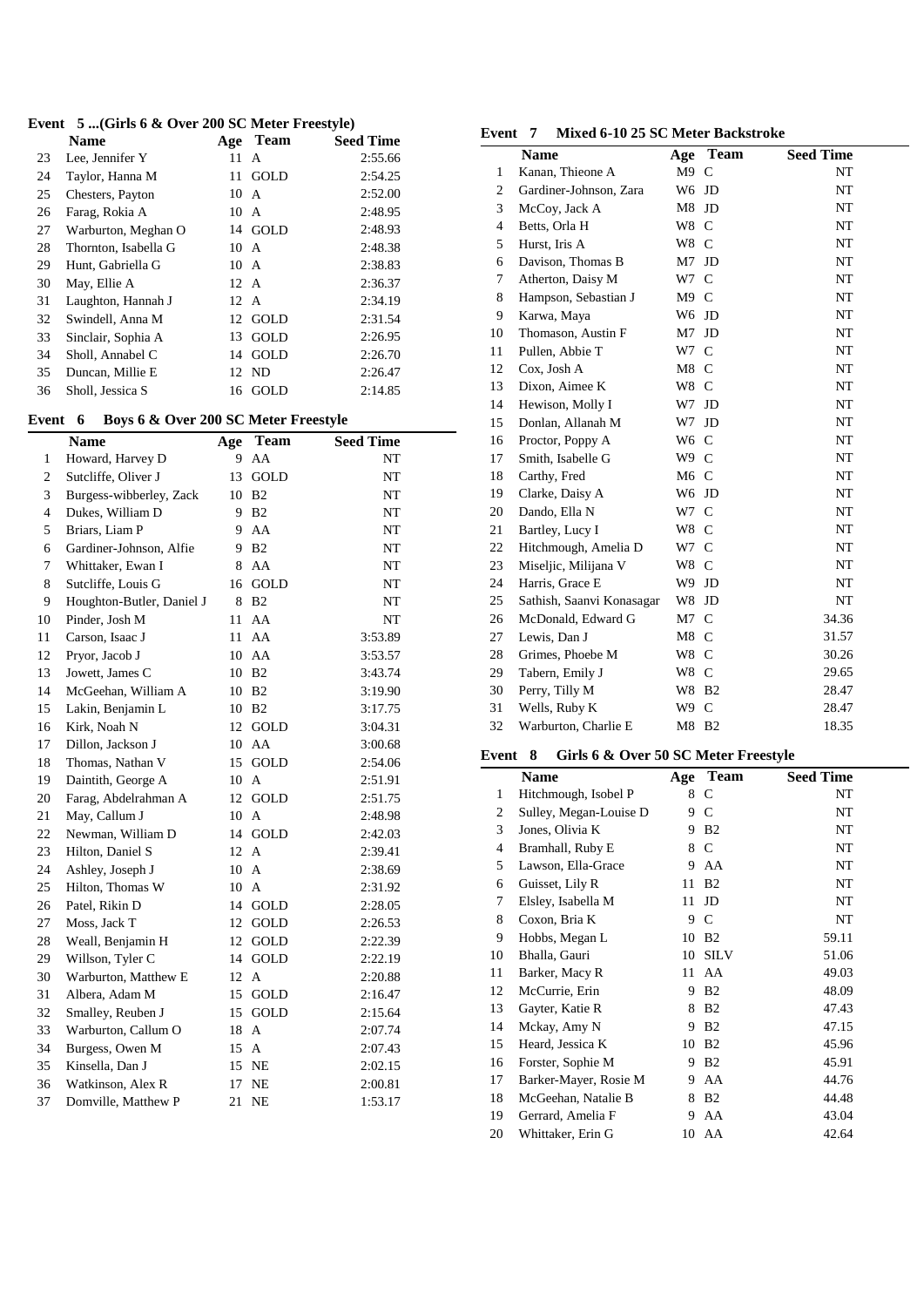## Event 5 ...(Girls 6 & Over 200 SC Meter Freestyle)

| | Name | Age | Team | Seed Time |
|---|---|---|---|---|
| 23 | Lee, Jennifer Y | 11 | A | 2:55.66 |
| 24 | Taylor, Hanna M | 11 | GOLD | 2:54.25 |
| 25 | Chesters, Payton | 10 | A | 2:52.00 |
| 26 | Farag, Rokia A | 10 | A | 2:48.95 |
| 27 | Warburton, Meghan O | 14 | GOLD | 2:48.93 |
| 28 | Thornton, Isabella G | 10 | A | 2:48.38 |
| 29 | Hunt, Gabriella G | 10 | A | 2:38.83 |
| 30 | May, Ellie A | 12 | A | 2:36.37 |
| 31 | Laughton, Hannah J | 12 | A | 2:34.19 |
| 32 | Swindell, Anna M | 12 | GOLD | 2:31.54 |
| 33 | Sinclair, Sophia A | 13 | GOLD | 2:26.95 |
| 34 | Sholl, Annabel C | 14 | GOLD | 2:26.70 |
| 35 | Duncan, Millie E | 12 | ND | 2:26.47 |
| 36 | Sholl, Jessica S | 16 | GOLD | 2:14.85 |

## Event 6 Boys 6 & Over 200 SC Meter Freestyle

| | Name | Age | Team | Seed Time |
|---|---|---|---|---|
| 1 | Howard, Harvey D | 9 | AA | NT |
| 2 | Sutcliffe, Oliver J | 13 | GOLD | NT |
| 3 | Burgess-wibberley, Zack | 10 | B2 | NT |
| 4 | Dukes, William D | 9 | B2 | NT |
| 5 | Briars, Liam P | 9 | AA | NT |
| 6 | Gardiner-Johnson, Alfie | 9 | B2 | NT |
| 7 | Whittaker, Ewan I | 8 | AA | NT |
| 8 | Sutcliffe, Louis G | 16 | GOLD | NT |
| 9 | Houghton-Butler, Daniel J | 8 | B2 | NT |
| 10 | Pinder, Josh M | 11 | AA | NT |
| 11 | Carson, Isaac J | 11 | AA | 3:53.89 |
| 12 | Pryor, Jacob J | 10 | AA | 3:53.57 |
| 13 | Jowett, James C | 10 | B2 | 3:43.74 |
| 14 | McGeehan, William A | 10 | B2 | 3:19.90 |
| 15 | Lakin, Benjamin L | 10 | B2 | 3:17.75 |
| 16 | Kirk, Noah N | 12 | GOLD | 3:04.31 |
| 17 | Dillon, Jackson J | 10 | AA | 3:00.68 |
| 18 | Thomas, Nathan V | 15 | GOLD | 2:54.06 |
| 19 | Daintith, George A | 10 | A | 2:51.91 |
| 20 | Farag, Abdelrahman A | 12 | GOLD | 2:51.75 |
| 21 | May, Callum J | 10 | A | 2:48.98 |
| 22 | Newman, William D | 14 | GOLD | 2:42.03 |
| 23 | Hilton, Daniel S | 12 | A | 2:39.41 |
| 24 | Ashley, Joseph J | 10 | A | 2:38.69 |
| 25 | Hilton, Thomas W | 10 | A | 2:31.92 |
| 26 | Patel, Rikin D | 14 | GOLD | 2:28.05 |
| 27 | Moss, Jack T | 12 | GOLD | 2:26.53 |
| 28 | Weall, Benjamin H | 12 | GOLD | 2:22.39 |
| 29 | Willson, Tyler C | 14 | GOLD | 2:22.19 |
| 30 | Warburton, Matthew E | 12 | A | 2:20.88 |
| 31 | Albera, Adam M | 15 | GOLD | 2:16.47 |
| 32 | Smalley, Reuben J | 15 | GOLD | 2:15.64 |
| 33 | Warburton, Callum O | 18 | A | 2:07.74 |
| 34 | Burgess, Owen M | 15 | A | 2:07.43 |
| 35 | Kinsella, Dan J | 15 | NE | 2:02.15 |
| 36 | Watkinson, Alex R | 17 | NE | 2:00.81 |
| 37 | Domville, Matthew P | 21 | NE | 1:53.17 |

## Event 7 Mixed 6-10 25 SC Meter Backstroke

| | Name | Age | Team | Seed Time |
|---|---|---|---|---|
| 1 | Kanan, Thieone A | M9 | C | NT |
| 2 | Gardiner-Johnson, Zara | W6 | JD | NT |
| 3 | McCoy, Jack A | M8 | JD | NT |
| 4 | Betts, Orla H | W8 | C | NT |
| 5 | Hurst, Iris A | W8 | C | NT |
| 6 | Davison, Thomas B | M7 | JD | NT |
| 7 | Atherton, Daisy M | W7 | C | NT |
| 8 | Hampson, Sebastian J | M9 | C | NT |
| 9 | Karwa, Maya | W6 | JD | NT |
| 10 | Thomason, Austin F | M7 | JD | NT |
| 11 | Pullen, Abbie T | W7 | C | NT |
| 12 | Cox, Josh A | M8 | C | NT |
| 13 | Dixon, Aimee K | W8 | C | NT |
| 14 | Hewison, Molly I | W7 | JD | NT |
| 15 | Donlan, Allanah M | W7 | JD | NT |
| 16 | Proctor, Poppy A | W6 | C | NT |
| 17 | Smith, Isabelle G | W9 | C | NT |
| 18 | Carthy, Fred | M6 | C | NT |
| 19 | Clarke, Daisy A | W6 | JD | NT |
| 20 | Dando, Ella N | W7 | C | NT |
| 21 | Bartley, Lucy I | W8 | C | NT |
| 22 | Hitchmough, Amelia D | W7 | C | NT |
| 23 | Miseljic, Milijana V | W8 | C | NT |
| 24 | Harris, Grace E | W9 | JD | NT |
| 25 | Sathish, Saanvi Konasagar | W8 | JD | NT |
| 26 | McDonald, Edward G | M7 | C | 34.36 |
| 27 | Lewis, Dan J | M8 | C | 31.57 |
| 28 | Grimes, Phoebe M | W8 | C | 30.26 |
| 29 | Tabern, Emily J | W8 | C | 29.65 |
| 30 | Perry, Tilly M | W8 | B2 | 28.47 |
| 31 | Wells, Ruby K | W9 | C | 28.47 |
| 32 | Warburton, Charlie E | M8 | B2 | 18.35 |

## Event 8 Girls 6 & Over 50 SC Meter Freestyle

| | Name | Age | Team | Seed Time |
|---|---|---|---|---|
| 1 | Hitchmough, Isobel P | 8 | C | NT |
| 2 | Sulley, Megan-Louise D | 9 | C | NT |
| 3 | Jones, Olivia K | 9 | B2 | NT |
| 4 | Bramhall, Ruby E | 8 | C | NT |
| 5 | Lawson, Ella-Grace | 9 | AA | NT |
| 6 | Guisset, Lily R | 11 | B2 | NT |
| 7 | Elsley, Isabella M | 11 | JD | NT |
| 8 | Coxon, Bria K | 9 | C | NT |
| 9 | Hobbs, Megan L | 10 | B2 | 59.11 |
| 10 | Bhalla, Gauri | 10 | SILV | 51.06 |
| 11 | Barker, Macy R | 11 | AA | 49.03 |
| 12 | McCurrie, Erin | 9 | B2 | 48.09 |
| 13 | Gayter, Katie R | 8 | B2 | 47.43 |
| 14 | Mckay, Amy N | 9 | B2 | 47.15 |
| 15 | Heard, Jessica K | 10 | B2 | 45.96 |
| 16 | Forster, Sophie M | 9 | B2 | 45.91 |
| 17 | Barker-Mayer, Rosie M | 9 | AA | 44.76 |
| 18 | McGeehan, Natalie B | 8 | B2 | 44.48 |
| 19 | Gerrard, Amelia F | 9 | AA | 43.04 |
| 20 | Whittaker, Erin G | 10 | AA | 42.64 |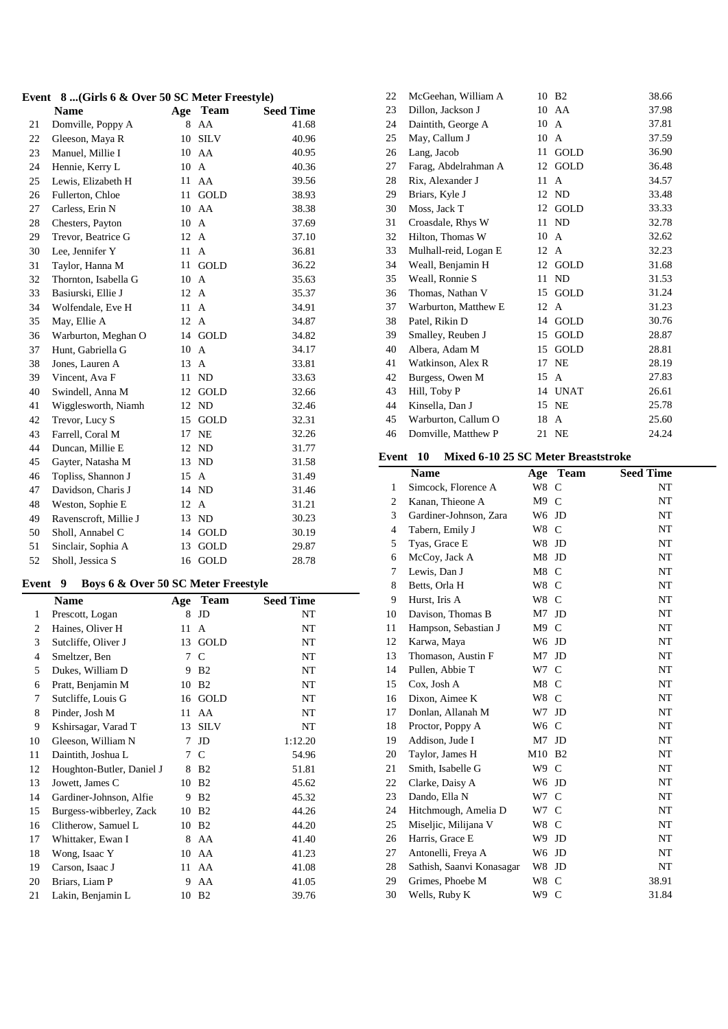### Event 8 ...(Girls 6 & Over 50 SC Meter Freestyle)

| | Name | Age | Team | Seed Time |
|---|---|---|---|---|
| 21 | Domville, Poppy A | 8 | AA | 41.68 |
| 22 | Gleeson, Maya R | 10 | SILV | 40.96 |
| 23 | Manuel, Millie I | 10 | AA | 40.95 |
| 24 | Hennie, Kerry L | 10 | A | 40.36 |
| 25 | Lewis, Elizabeth H | 11 | AA | 39.56 |
| 26 | Fullerton, Chloe | 11 | GOLD | 38.93 |
| 27 | Carless, Erin N | 10 | AA | 38.38 |
| 28 | Chesters, Payton | 10 | A | 37.69 |
| 29 | Trevor, Beatrice G | 12 | A | 37.10 |
| 30 | Lee, Jennifer Y | 11 | A | 36.81 |
| 31 | Taylor, Hanna M | 11 | GOLD | 36.22 |
| 32 | Thornton, Isabella G | 10 | A | 35.63 |
| 33 | Basiurski, Ellie J | 12 | A | 35.37 |
| 34 | Wolfendale, Eve H | 11 | A | 34.91 |
| 35 | May, Ellie A | 12 | A | 34.87 |
| 36 | Warburton, Meghan O | 14 | GOLD | 34.82 |
| 37 | Hunt, Gabriella G | 10 | A | 34.17 |
| 38 | Jones, Lauren A | 13 | A | 33.81 |
| 39 | Vincent, Ava F | 11 | ND | 33.63 |
| 40 | Swindell, Anna M | 12 | GOLD | 32.66 |
| 41 | Wigglesworth, Niamh | 12 | ND | 32.46 |
| 42 | Trevor, Lucy S | 15 | GOLD | 32.31 |
| 43 | Farrell, Coral M | 17 | NE | 32.26 |
| 44 | Duncan, Millie E | 12 | ND | 31.77 |
| 45 | Gayter, Natasha M | 13 | ND | 31.58 |
| 46 | Topliss, Shannon J | 15 | A | 31.49 |
| 47 | Davidson, Charis J | 14 | ND | 31.46 |
| 48 | Weston, Sophie E | 12 | A | 31.21 |
| 49 | Ravenscroft, Millie J | 13 | ND | 30.23 |
| 50 | Sholl, Annabel C | 14 | GOLD | 30.19 |
| 51 | Sinclair, Sophia A | 13 | GOLD | 29.87 |
| 52 | Sholl, Jessica S | 16 | GOLD | 28.78 |

### Event 9 Boys 6 & Over 50 SC Meter Freestyle

| | Name | Age | Team | Seed Time |
|---|---|---|---|---|
| 1 | Prescott, Logan | 8 | JD | NT |
| 2 | Haines, Oliver H | 11 | A | NT |
| 3 | Sutcliffe, Oliver J | 13 | GOLD | NT |
| 4 | Smeltzer, Ben | 7 | C | NT |
| 5 | Dukes, William D | 9 | B2 | NT |
| 6 | Pratt, Benjamin M | 10 | B2 | NT |
| 7 | Sutcliffe, Louis G | 16 | GOLD | NT |
| 8 | Pinder, Josh M | 11 | AA | NT |
| 9 | Kshirsagar, Varad T | 13 | SILV | NT |
| 10 | Gleeson, William N | 7 | JD | 1:12.20 |
| 11 | Daintith, Joshua L | 7 | C | 54.96 |
| 12 | Houghton-Butler, Daniel J | 8 | B2 | 51.81 |
| 13 | Jowett, James C | 10 | B2 | 45.62 |
| 14 | Gardiner-Johnson, Alfie | 9 | B2 | 45.32 |
| 15 | Burgess-wibberley, Zack | 10 | B2 | 44.26 |
| 16 | Clitherow, Samuel L | 10 | B2 | 44.20 |
| 17 | Whittaker, Ewan I | 8 | AA | 41.40 |
| 18 | Wong, Isaac Y | 10 | AA | 41.23 |
| 19 | Carson, Isaac J | 11 | AA | 41.08 |
| 20 | Briars, Liam P | 9 | AA | 41.05 |
| 21 | Lakin, Benjamin L | 10 | B2 | 39.76 |
| 22 | McGeehan, William A | 10 | B2 | 38.66 |
| 23 | Dillon, Jackson J | 10 | AA | 37.98 |
| 24 | Daintith, George A | 10 | A | 37.81 |
| 25 | May, Callum J | 10 | A | 37.59 |
| 26 | Lang, Jacob | 11 | GOLD | 36.90 |
| 27 | Farag, Abdelrahman A | 12 | GOLD | 36.48 |
| 28 | Rix, Alexander J | 11 | A | 34.57 |
| 29 | Briars, Kyle J | 12 | ND | 33.48 |
| 30 | Moss, Jack T | 12 | GOLD | 33.33 |
| 31 | Croasdale, Rhys W | 11 | ND | 32.78 |
| 32 | Hilton, Thomas W | 10 | A | 32.62 |
| 33 | Mulhall-reid, Logan E | 12 | A | 32.23 |
| 34 | Weall, Benjamin H | 12 | GOLD | 31.68 |
| 35 | Weall, Ronnie S | 11 | ND | 31.53 |
| 36 | Thomas, Nathan V | 15 | GOLD | 31.24 |
| 37 | Warburton, Matthew E | 12 | A | 31.23 |
| 38 | Patel, Rikin D | 14 | GOLD | 30.76 |
| 39 | Smalley, Reuben J | 15 | GOLD | 28.87 |
| 40 | Albera, Adam M | 15 | GOLD | 28.81 |
| 41 | Watkinson, Alex R | 17 | NE | 28.19 |
| 42 | Burgess, Owen M | 15 | A | 27.83 |
| 43 | Hill, Toby P | 14 | UNAT | 26.61 |
| 44 | Kinsella, Dan J | 15 | NE | 25.78 |
| 45 | Warburton, Callum O | 18 | A | 25.60 |
| 46 | Domville, Matthew P | 21 | NE | 24.24 |

### Event 10 Mixed 6-10 25 SC Meter Breaststroke

| | Name | Age | Team | Seed Time |
|---|---|---|---|---|
| 1 | Simcock, Florence A | W8 | C | NT |
| 2 | Kanan, Thieone A | M9 | C | NT |
| 3 | Gardiner-Johnson, Zara | W6 | JD | NT |
| 4 | Tabern, Emily J | W8 | C | NT |
| 5 | Tyas, Grace E | W8 | JD | NT |
| 6 | McCoy, Jack A | M8 | JD | NT |
| 7 | Lewis, Dan J | M8 | C | NT |
| 8 | Betts, Orla H | W8 | C | NT |
| 9 | Hurst, Iris A | W8 | C | NT |
| 10 | Davison, Thomas B | M7 | JD | NT |
| 11 | Hampson, Sebastian J | M9 | C | NT |
| 12 | Karwa, Maya | W6 | JD | NT |
| 13 | Thomason, Austin F | M7 | JD | NT |
| 14 | Pullen, Abbie T | W7 | C | NT |
| 15 | Cox, Josh A | M8 | C | NT |
| 16 | Dixon, Aimee K | W8 | C | NT |
| 17 | Donlan, Allanah M | W7 | JD | NT |
| 18 | Proctor, Poppy A | W6 | C | NT |
| 19 | Addison, Jude I | M7 | JD | NT |
| 20 | Taylor, James H | M10 | B2 | NT |
| 21 | Smith, Isabelle G | W9 | C | NT |
| 22 | Clarke, Daisy A | W6 | JD | NT |
| 23 | Dando, Ella N | W7 | C | NT |
| 24 | Hitchmough, Amelia D | W7 | C | NT |
| 25 | Miseljic, Milijana V | W8 | C | NT |
| 26 | Harris, Grace E | W9 | JD | NT |
| 27 | Antonelli, Freya A | W6 | JD | NT |
| 28 | Sathish, Saanvi Konasagar | W8 | JD | NT |
| 29 | Grimes, Phoebe M | W8 | C | 38.91 |
| 30 | Wells, Ruby K | W9 | C | 31.84 |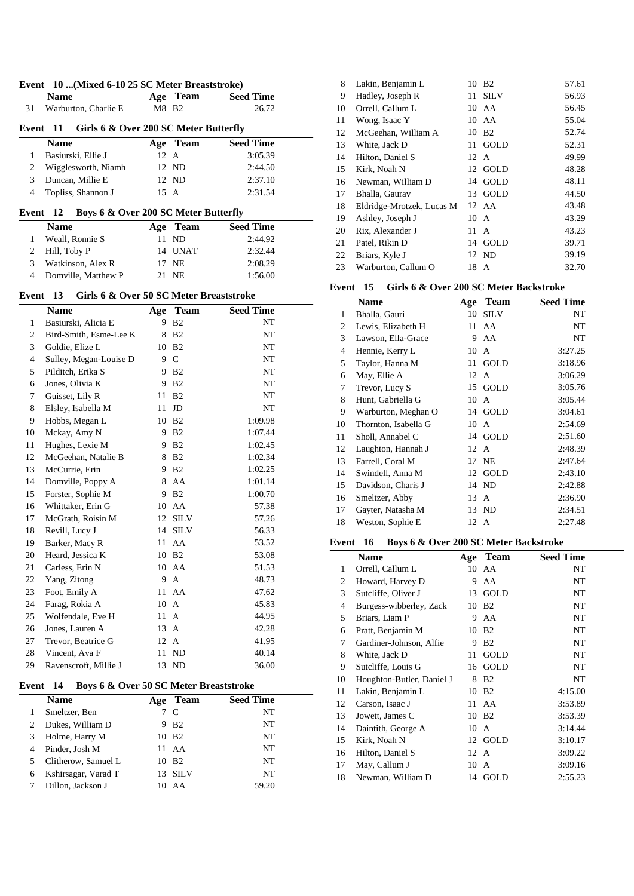## Event 10 ...(Mixed 6-10 25 SC Meter Breaststroke)

| | Name | Age | Team | Seed Time |
|---|---|---|---|---|
| 31 | Warburton, Charlie E | M8 | B2 | 26.72 |

## Event 11 Girls 6 & Over 200 SC Meter Butterfly

| | Name | Age | Team | Seed Time |
|---|---|---|---|---|
| 1 | Basiurski, Ellie J | 12 | A | 3:05.39 |
| 2 | Wigglesworth, Niamh | 12 | ND | 2:44.50 |
| 3 | Duncan, Millie E | 12 | ND | 2:37.10 |
| 4 | Topliss, Shannon J | 15 | A | 2:31.54 |

## Event 12 Boys 6 & Over 200 SC Meter Butterfly

| | Name | Age | Team | Seed Time |
|---|---|---|---|---|
| 1 | Weall, Ronnie S | 11 | ND | 2:44.92 |
| 2 | Hill, Toby P | 14 | UNAT | 2:32.44 |
| 3 | Watkinson, Alex R | 17 | NE | 2:08.29 |
| 4 | Domville, Matthew P | 21 | NE | 1:56.00 |

## Event 13 Girls 6 & Over 50 SC Meter Breaststroke

| | Name | Age | Team | Seed Time |
|---|---|---|---|---|
| 1 | Basiurski, Alicia E | 9 | B2 | NT |
| 2 | Bird-Smith, Esme-Lee K | 8 | B2 | NT |
| 3 | Goldie, Elize L | 10 | B2 | NT |
| 4 | Sulley, Megan-Louise D | 9 | C | NT |
| 5 | Pilditch, Erika S | 9 | B2 | NT |
| 6 | Jones, Olivia K | 9 | B2 | NT |
| 7 | Guisset, Lily R | 11 | B2 | NT |
| 8 | Elsley, Isabella M | 11 | JD | NT |
| 9 | Hobbs, Megan L | 10 | B2 | 1:09.98 |
| 10 | Mckay, Amy N | 9 | B2 | 1:07.44 |
| 11 | Hughes, Lexie M | 9 | B2 | 1:02.45 |
| 12 | McGeehan, Natalie B | 8 | B2 | 1:02.34 |
| 13 | McCurrie, Erin | 9 | B2 | 1:02.25 |
| 14 | Domville, Poppy A | 8 | AA | 1:01.14 |
| 15 | Forster, Sophie M | 9 | B2 | 1:00.70 |
| 16 | Whittaker, Erin G | 10 | AA | 57.38 |
| 17 | McGrath, Roisin M | 12 | SILV | 57.26 |
| 18 | Revill, Lucy J | 14 | SILV | 56.33 |
| 19 | Barker, Macy R | 11 | AA | 53.52 |
| 20 | Heard, Jessica K | 10 | B2 | 53.08 |
| 21 | Carless, Erin N | 10 | AA | 51.53 |
| 22 | Yang, Zitong | 9 | A | 48.73 |
| 23 | Foot, Emily A | 11 | AA | 47.62 |
| 24 | Farag, Rokia A | 10 | A | 45.83 |
| 25 | Wolfendale, Eve H | 11 | A | 44.95 |
| 26 | Jones, Lauren A | 13 | A | 42.28 |
| 27 | Trevor, Beatrice G | 12 | A | 41.95 |
| 28 | Vincent, Ava F | 11 | ND | 40.14 |
| 29 | Ravenscroft, Millie J | 13 | ND | 36.00 |

## Event 14 Boys 6 & Over 50 SC Meter Breaststroke

| | Name | Age | Team | Seed Time |
|---|---|---|---|---|
| 1 | Smeltzer, Ben | 7 | C | NT |
| 2 | Dukes, William D | 9 | B2 | NT |
| 3 | Holme, Harry M | 10 | B2 | NT |
| 4 | Pinder, Josh M | 11 | AA | NT |
| 5 | Clitherow, Samuel L | 10 | B2 | NT |
| 6 | Kshirsagar, Varad T | 13 | SILV | NT |
| 7 | Dillon, Jackson J | 10 | AA | 59.20 |
| 8 | Lakin, Benjamin L | 10 | B2 | 57.61 |
| 9 | Hadley, Joseph R | 11 | SILV | 56.93 |
| 10 | Orrell, Callum L | 10 | AA | 56.45 |
| 11 | Wong, Isaac Y | 10 | AA | 55.04 |
| 12 | McGeehan, William A | 10 | B2 | 52.74 |
| 13 | White, Jack D | 11 | GOLD | 52.31 |
| 14 | Hilton, Daniel S | 12 | A | 49.99 |
| 15 | Kirk, Noah N | 12 | GOLD | 48.28 |
| 16 | Newman, William D | 14 | GOLD | 48.11 |
| 17 | Bhalla, Gaurav | 13 | GOLD | 44.50 |
| 18 | Eldridge-Mrotzek, Lucas M | 12 | AA | 43.48 |
| 19 | Ashley, Joseph J | 10 | A | 43.29 |
| 20 | Rix, Alexander J | 11 | A | 43.23 |
| 21 | Patel, Rikin D | 14 | GOLD | 39.71 |
| 22 | Briars, Kyle J | 12 | ND | 39.19 |
| 23 | Warburton, Callum O | 18 | A | 32.70 |

## Event 15 Girls 6 & Over 200 SC Meter Backstroke

| | Name | Age | Team | Seed Time |
|---|---|---|---|---|
| 1 | Bhalla, Gauri | 10 | SILV | NT |
| 2 | Lewis, Elizabeth H | 11 | AA | NT |
| 3 | Lawson, Ella-Grace | 9 | AA | NT |
| 4 | Hennie, Kerry L | 10 | A | 3:27.25 |
| 5 | Taylor, Hanna M | 11 | GOLD | 3:18.96 |
| 6 | May, Ellie A | 12 | A | 3:06.29 |
| 7 | Trevor, Lucy S | 15 | GOLD | 3:05.76 |
| 8 | Hunt, Gabriella G | 10 | A | 3:05.44 |
| 9 | Warburton, Meghan O | 14 | GOLD | 3:04.61 |
| 10 | Thornton, Isabella G | 10 | A | 2:54.69 |
| 11 | Sholl, Annabel C | 14 | GOLD | 2:51.60 |
| 12 | Laughton, Hannah J | 12 | A | 2:48.39 |
| 13 | Farrell, Coral M | 17 | NE | 2:47.64 |
| 14 | Swindell, Anna M | 12 | GOLD | 2:43.10 |
| 15 | Davidson, Charis J | 14 | ND | 2:42.88 |
| 16 | Smeltzer, Abby | 13 | A | 2:36.90 |
| 17 | Gayter, Natasha M | 13 | ND | 2:34.51 |
| 18 | Weston, Sophie E | 12 | A | 2:27.48 |

## Event 16 Boys 6 & Over 200 SC Meter Backstroke

| | Name | Age | Team | Seed Time |
|---|---|---|---|---|
| 1 | Orrell, Callum L | 10 | AA | NT |
| 2 | Howard, Harvey D | 9 | AA | NT |
| 3 | Sutcliffe, Oliver J | 13 | GOLD | NT |
| 4 | Burgess-wibberley, Zack | 10 | B2 | NT |
| 5 | Briars, Liam P | 9 | AA | NT |
| 6 | Pratt, Benjamin M | 10 | B2 | NT |
| 7 | Gardiner-Johnson, Alfie | 9 | B2 | NT |
| 8 | White, Jack D | 11 | GOLD | NT |
| 9 | Sutcliffe, Louis G | 16 | GOLD | NT |
| 10 | Houghton-Butler, Daniel J | 8 | B2 | NT |
| 11 | Lakin, Benjamin L | 10 | B2 | 4:15.00 |
| 12 | Carson, Isaac J | 11 | AA | 3:53.89 |
| 13 | Jowett, James C | 10 | B2 | 3:53.39 |
| 14 | Daintith, George A | 10 | A | 3:14.44 |
| 15 | Kirk, Noah N | 12 | GOLD | 3:10.17 |
| 16 | Hilton, Daniel S | 12 | A | 3:09.22 |
| 17 | May, Callum J | 10 | A | 3:09.16 |
| 18 | Newman, William D | 14 | GOLD | 2:55.23 |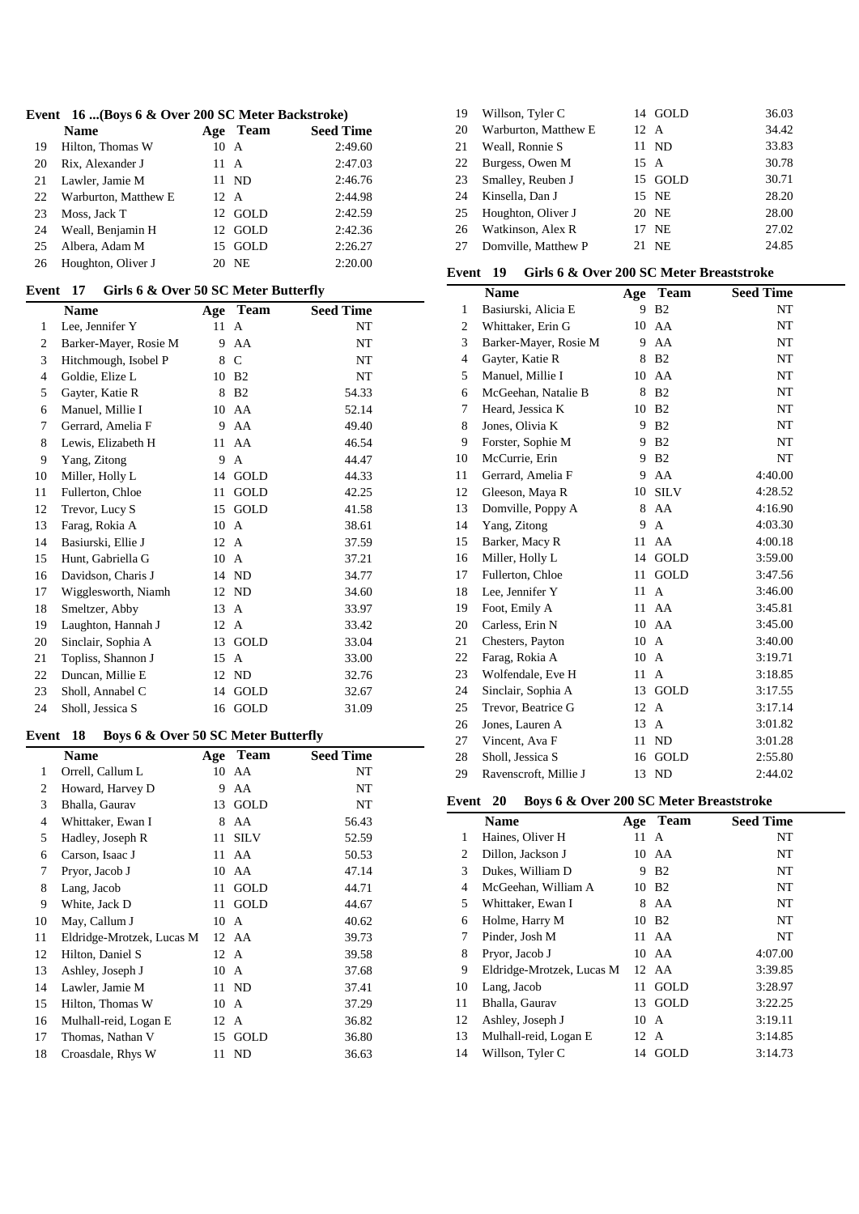## Event 16 ...(Boys 6 & Over 200 SC Meter Backstroke)

| | Name | Age | Team | Seed Time |
|---|---|---|---|---|
| 19 | Hilton, Thomas W | 10 | A | 2:49.60 |
| 20 | Rix, Alexander J | 11 | A | 2:47.03 |
| 21 | Lawler, Jamie M | 11 | ND | 2:46.76 |
| 22 | Warburton, Matthew E | 12 | A | 2:44.98 |
| 23 | Moss, Jack T | 12 | GOLD | 2:42.59 |
| 24 | Weall, Benjamin H | 12 | GOLD | 2:42.36 |
| 25 | Albera, Adam M | 15 | GOLD | 2:26.27 |
| 26 | Houghton, Oliver J | 20 | NE | 2:20.00 |

## Event 17 Girls 6 & Over 50 SC Meter Butterfly

| | Name | Age | Team | Seed Time |
|---|---|---|---|---|
| 1 | Lee, Jennifer Y | 11 | A | NT |
| 2 | Barker-Mayer, Rosie M | 9 | AA | NT |
| 3 | Hitchmough, Isobel P | 8 | C | NT |
| 4 | Goldie, Elize L | 10 | B2 | NT |
| 5 | Gayter, Katie R | 8 | B2 | 54.33 |
| 6 | Manuel, Millie I | 10 | AA | 52.14 |
| 7 | Gerrard, Amelia F | 9 | AA | 49.40 |
| 8 | Lewis, Elizabeth H | 11 | AA | 46.54 |
| 9 | Yang, Zitong | 9 | A | 44.47 |
| 10 | Miller, Holly L | 14 | GOLD | 44.33 |
| 11 | Fullerton, Chloe | 11 | GOLD | 42.25 |
| 12 | Trevor, Lucy S | 15 | GOLD | 41.58 |
| 13 | Farag, Rokia A | 10 | A | 38.61 |
| 14 | Basiurski, Ellie J | 12 | A | 37.59 |
| 15 | Hunt, Gabriella G | 10 | A | 37.21 |
| 16 | Davidson, Charis J | 14 | ND | 34.77 |
| 17 | Wigglesworth, Niamh | 12 | ND | 34.60 |
| 18 | Smeltzer, Abby | 13 | A | 33.97 |
| 19 | Laughton, Hannah J | 12 | A | 33.42 |
| 20 | Sinclair, Sophia A | 13 | GOLD | 33.04 |
| 21 | Topliss, Shannon J | 15 | A | 33.00 |
| 22 | Duncan, Millie E | 12 | ND | 32.76 |
| 23 | Sholl, Annabel C | 14 | GOLD | 32.67 |
| 24 | Sholl, Jessica S | 16 | GOLD | 31.09 |

## Event 18 Boys 6 & Over 50 SC Meter Butterfly

| | Name | Age | Team | Seed Time |
|---|---|---|---|---|
| 1 | Orrell, Callum L | 10 | AA | NT |
| 2 | Howard, Harvey D | 9 | AA | NT |
| 3 | Bhalla, Gaurav | 13 | GOLD | NT |
| 4 | Whittaker, Ewan I | 8 | AA | 56.43 |
| 5 | Hadley, Joseph R | 11 | SILV | 52.59 |
| 6 | Carson, Isaac J | 11 | AA | 50.53 |
| 7 | Pryor, Jacob J | 10 | AA | 47.14 |
| 8 | Lang, Jacob | 11 | GOLD | 44.71 |
| 9 | White, Jack D | 11 | GOLD | 44.67 |
| 10 | May, Callum J | 10 | A | 40.62 |
| 11 | Eldridge-Mrotzek, Lucas M | 12 | AA | 39.73 |
| 12 | Hilton, Daniel S | 12 | A | 39.58 |
| 13 | Ashley, Joseph J | 10 | A | 37.68 |
| 14 | Lawler, Jamie M | 11 | ND | 37.41 |
| 15 | Hilton, Thomas W | 10 | A | 37.29 |
| 16 | Mulhall-reid, Logan E | 12 | A | 36.82 |
| 17 | Thomas, Nathan V | 15 | GOLD | 36.80 |
| 18 | Croasdale, Rhys W | 11 | ND | 36.63 |
| 19 | Willson, Tyler C | 14 | GOLD | 36.03 |
| 20 | Warburton, Matthew E | 12 | A | 34.42 |
| 21 | Weall, Ronnie S | 11 | ND | 33.83 |
| 22 | Burgess, Owen M | 15 | A | 30.78 |
| 23 | Smalley, Reuben J | 15 | GOLD | 30.71 |
| 24 | Kinsella, Dan J | 15 | NE | 28.20 |
| 25 | Houghton, Oliver J | 20 | NE | 28.00 |
| 26 | Watkinson, Alex R | 17 | NE | 27.02 |
| 27 | Domville, Matthew P | 21 | NE | 24.85 |

## Event 19 Girls 6 & Over 200 SC Meter Breaststroke

| | Name | Age | Team | Seed Time |
|---|---|---|---|---|
| 1 | Basiurski, Alicia E | 9 | B2 | NT |
| 2 | Whittaker, Erin G | 10 | AA | NT |
| 3 | Barker-Mayer, Rosie M | 9 | AA | NT |
| 4 | Gayter, Katie R | 8 | B2 | NT |
| 5 | Manuel, Millie I | 10 | AA | NT |
| 6 | McGeehan, Natalie B | 8 | B2 | NT |
| 7 | Heard, Jessica K | 10 | B2 | NT |
| 8 | Jones, Olivia K | 9 | B2 | NT |
| 9 | Forster, Sophie M | 9 | B2 | NT |
| 10 | McCurrie, Erin | 9 | B2 | NT |
| 11 | Gerrard, Amelia F | 9 | AA | 4:40.00 |
| 12 | Gleeson, Maya R | 10 | SILV | 4:28.52 |
| 13 | Domville, Poppy A | 8 | AA | 4:16.90 |
| 14 | Yang, Zitong | 9 | A | 4:03.30 |
| 15 | Barker, Macy R | 11 | AA | 4:00.18 |
| 16 | Miller, Holly L | 14 | GOLD | 3:59.00 |
| 17 | Fullerton, Chloe | 11 | GOLD | 3:47.56 |
| 18 | Lee, Jennifer Y | 11 | A | 3:46.00 |
| 19 | Foot, Emily A | 11 | AA | 3:45.81 |
| 20 | Carless, Erin N | 10 | AA | 3:45.00 |
| 21 | Chesters, Payton | 10 | A | 3:40.00 |
| 22 | Farag, Rokia A | 10 | A | 3:19.71 |
| 23 | Wolfendale, Eve H | 11 | A | 3:18.85 |
| 24 | Sinclair, Sophia A | 13 | GOLD | 3:17.55 |
| 25 | Trevor, Beatrice G | 12 | A | 3:17.14 |
| 26 | Jones, Lauren A | 13 | A | 3:01.82 |
| 27 | Vincent, Ava F | 11 | ND | 3:01.28 |
| 28 | Sholl, Jessica S | 16 | GOLD | 2:55.80 |
| 29 | Ravenscroft, Millie J | 13 | ND | 2:44.02 |

## Event 20 Boys 6 & Over 200 SC Meter Breaststroke

| | Name | Age | Team | Seed Time |
|---|---|---|---|---|
| 1 | Haines, Oliver H | 11 | A | NT |
| 2 | Dillon, Jackson J | 10 | AA | NT |
| 3 | Dukes, William D | 9 | B2 | NT |
| 4 | McGeehan, William A | 10 | B2 | NT |
| 5 | Whittaker, Ewan I | 8 | AA | NT |
| 6 | Holme, Harry M | 10 | B2 | NT |
| 7 | Pinder, Josh M | 11 | AA | NT |
| 8 | Pryor, Jacob J | 10 | AA | 4:07.00 |
| 9 | Eldridge-Mrotzek, Lucas M | 12 | AA | 3:39.85 |
| 10 | Lang, Jacob | 11 | GOLD | 3:28.97 |
| 11 | Bhalla, Gaurav | 13 | GOLD | 3:22.25 |
| 12 | Ashley, Joseph J | 10 | A | 3:19.11 |
| 13 | Mulhall-reid, Logan E | 12 | A | 3:14.85 |
| 14 | Willson, Tyler C | 14 | GOLD | 3:14.73 |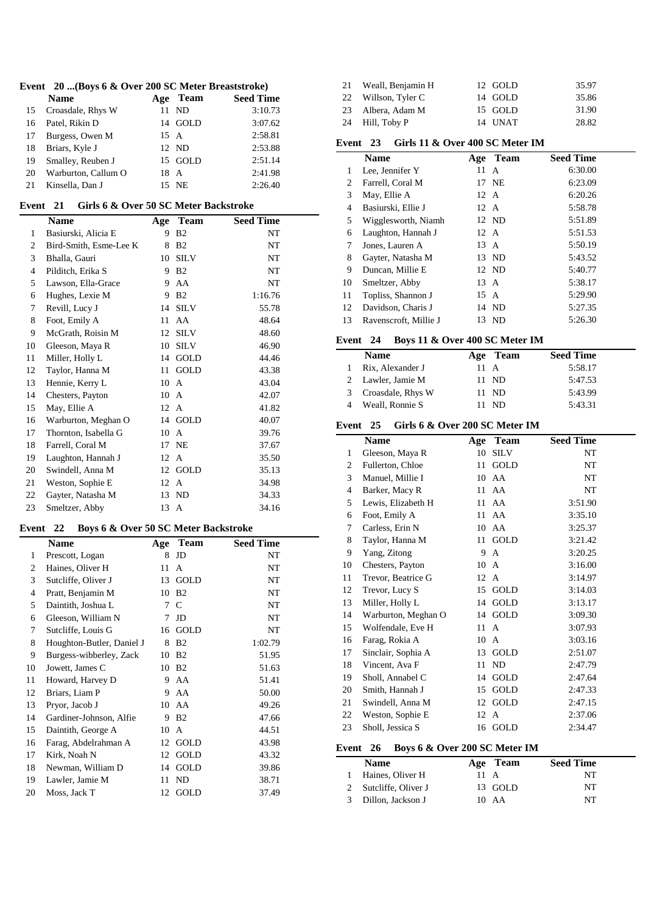### Event 20 ...(Boys 6 & Over 200 SC Meter Breaststroke)

| | Name | Age | Team | Seed Time |
|---|---|---|---|---|
| 15 | Croasdale, Rhys W | 11 | ND | 3:10.73 |
| 16 | Patel, Rikin D | 14 | GOLD | 3:07.62 |
| 17 | Burgess, Owen M | 15 | A | 2:58.81 |
| 18 | Briars, Kyle J | 12 | ND | 2:53.88 |
| 19 | Smalley, Reuben J | 15 | GOLD | 2:51.14 |
| 20 | Warburton, Callum O | 18 | A | 2:41.98 |
| 21 | Kinsella, Dan J | 15 | NE | 2:26.40 |

### Event 21 Girls 6 & Over 50 SC Meter Backstroke

| | Name | Age | Team | Seed Time |
|---|---|---|---|---|
| 1 | Basiurski, Alicia E | 9 | B2 | NT |
| 2 | Bird-Smith, Esme-Lee K | 8 | B2 | NT |
| 3 | Bhalla, Gauri | 10 | SILV | NT |
| 4 | Pilditch, Erika S | 9 | B2 | NT |
| 5 | Lawson, Ella-Grace | 9 | AA | NT |
| 6 | Hughes, Lexie M | 9 | B2 | 1:16.76 |
| 7 | Revill, Lucy J | 14 | SILV | 55.78 |
| 8 | Foot, Emily A | 11 | AA | 48.64 |
| 9 | McGrath, Roisin M | 12 | SILV | 48.60 |
| 10 | Gleeson, Maya R | 10 | SILV | 46.90 |
| 11 | Miller, Holly L | 14 | GOLD | 44.46 |
| 12 | Taylor, Hanna M | 11 | GOLD | 43.38 |
| 13 | Hennie, Kerry L | 10 | A | 43.04 |
| 14 | Chesters, Payton | 10 | A | 42.07 |
| 15 | May, Ellie A | 12 | A | 41.82 |
| 16 | Warburton, Meghan O | 14 | GOLD | 40.07 |
| 17 | Thornton, Isabella G | 10 | A | 39.76 |
| 18 | Farrell, Coral M | 17 | NE | 37.67 |
| 19 | Laughton, Hannah J | 12 | A | 35.50 |
| 20 | Swindell, Anna M | 12 | GOLD | 35.13 |
| 21 | Weston, Sophie E | 12 | A | 34.98 |
| 22 | Gayter, Natasha M | 13 | ND | 34.33 |
| 23 | Smeltzer, Abby | 13 | A | 34.16 |

### Event 22 Boys 6 & Over 50 SC Meter Backstroke

| | Name | Age | Team | Seed Time |
|---|---|---|---|---|
| 1 | Prescott, Logan | 8 | JD | NT |
| 2 | Haines, Oliver H | 11 | A | NT |
| 3 | Sutcliffe, Oliver J | 13 | GOLD | NT |
| 4 | Pratt, Benjamin M | 10 | B2 | NT |
| 5 | Daintith, Joshua L | 7 | C | NT |
| 6 | Gleeson, William N | 7 | JD | NT |
| 7 | Sutcliffe, Louis G | 16 | GOLD | NT |
| 8 | Houghton-Butler, Daniel J | 8 | B2 | 1:02.79 |
| 9 | Burgess-wibberley, Zack | 10 | B2 | 51.95 |
| 10 | Jowett, James C | 10 | B2 | 51.63 |
| 11 | Howard, Harvey D | 9 | AA | 51.41 |
| 12 | Briars, Liam P | 9 | AA | 50.00 |
| 13 | Pryor, Jacob J | 10 | AA | 49.26 |
| 14 | Gardiner-Johnson, Alfie | 9 | B2 | 47.66 |
| 15 | Daintith, George A | 10 | A | 44.51 |
| 16 | Farag, Abdelrahman A | 12 | GOLD | 43.98 |
| 17 | Kirk, Noah N | 12 | GOLD | 43.32 |
| 18 | Newman, William D | 14 | GOLD | 39.86 |
| 19 | Lawler, Jamie M | 11 | ND | 38.71 |
| 20 | Moss, Jack T | 12 | GOLD | 37.49 |
| 21 | Weall, Benjamin H | 12 | GOLD | 35.97 |
| 22 | Willson, Tyler C | 14 | GOLD | 35.86 |
| 23 | Albera, Adam M | 15 | GOLD | 31.90 |
| 24 | Hill, Toby P | 14 | UNAT | 28.82 |

### Event 23 Girls 11 & Over 400 SC Meter IM

| | Name | Age | Team | Seed Time |
|---|---|---|---|---|
| 1 | Lee, Jennifer Y | 11 | A | 6:30.00 |
| 2 | Farrell, Coral M | 17 | NE | 6:23.09 |
| 3 | May, Ellie A | 12 | A | 6:20.26 |
| 4 | Basiurski, Ellie J | 12 | A | 5:58.78 |
| 5 | Wigglesworth, Niamh | 12 | ND | 5:51.89 |
| 6 | Laughton, Hannah J | 12 | A | 5:51.53 |
| 7 | Jones, Lauren A | 13 | A | 5:50.19 |
| 8 | Gayter, Natasha M | 13 | ND | 5:43.52 |
| 9 | Duncan, Millie E | 12 | ND | 5:40.77 |
| 10 | Smeltzer, Abby | 13 | A | 5:38.17 |
| 11 | Topliss, Shannon J | 15 | A | 5:29.90 |
| 12 | Davidson, Charis J | 14 | ND | 5:27.35 |
| 13 | Ravenscroft, Millie J | 13 | ND | 5:26.30 |

### Event 24 Boys 11 & Over 400 SC Meter IM

| | Name | Age | Team | Seed Time |
|---|---|---|---|---|
| 1 | Rix, Alexander J | 11 | A | 5:58.17 |
| 2 | Lawler, Jamie M | 11 | ND | 5:47.53 |
| 3 | Croasdale, Rhys W | 11 | ND | 5:43.99 |
| 4 | Weall, Ronnie S | 11 | ND | 5:43.31 |

### Event 25 Girls 6 & Over 200 SC Meter IM

| | Name | Age | Team | Seed Time |
|---|---|---|---|---|
| 1 | Gleeson, Maya R | 10 | SILV | NT |
| 2 | Fullerton, Chloe | 11 | GOLD | NT |
| 3 | Manuel, Millie I | 10 | AA | NT |
| 4 | Barker, Macy R | 11 | AA | NT |
| 5 | Lewis, Elizabeth H | 11 | AA | 3:51.90 |
| 6 | Foot, Emily A | 11 | AA | 3:35.10 |
| 7 | Carless, Erin N | 10 | AA | 3:25.37 |
| 8 | Taylor, Hanna M | 11 | GOLD | 3:21.42 |
| 9 | Yang, Zitong | 9 | A | 3:20.25 |
| 10 | Chesters, Payton | 10 | A | 3:16.00 |
| 11 | Trevor, Beatrice G | 12 | A | 3:14.97 |
| 12 | Trevor, Lucy S | 15 | GOLD | 3:14.03 |
| 13 | Miller, Holly L | 14 | GOLD | 3:13.17 |
| 14 | Warburton, Meghan O | 14 | GOLD | 3:09.30 |
| 15 | Wolfendale, Eve H | 11 | A | 3:07.93 |
| 16 | Farag, Rokia A | 10 | A | 3:03.16 |
| 17 | Sinclair, Sophia A | 13 | GOLD | 2:51.07 |
| 18 | Vincent, Ava F | 11 | ND | 2:47.79 |
| 19 | Sholl, Annabel C | 14 | GOLD | 2:47.64 |
| 20 | Smith, Hannah J | 15 | GOLD | 2:47.33 |
| 21 | Swindell, Anna M | 12 | GOLD | 2:47.15 |
| 22 | Weston, Sophie E | 12 | A | 2:37.06 |
| 23 | Sholl, Jessica S | 16 | GOLD | 2:34.47 |

### Event 26 Boys 6 & Over 200 SC Meter IM

| | Name | Age | Team | Seed Time |
|---|---|---|---|---|
| 1 | Haines, Oliver H | 11 | A | NT |
| 2 | Sutcliffe, Oliver J | 13 | GOLD | NT |
| 3 | Dillon, Jackson J | 10 | AA | NT |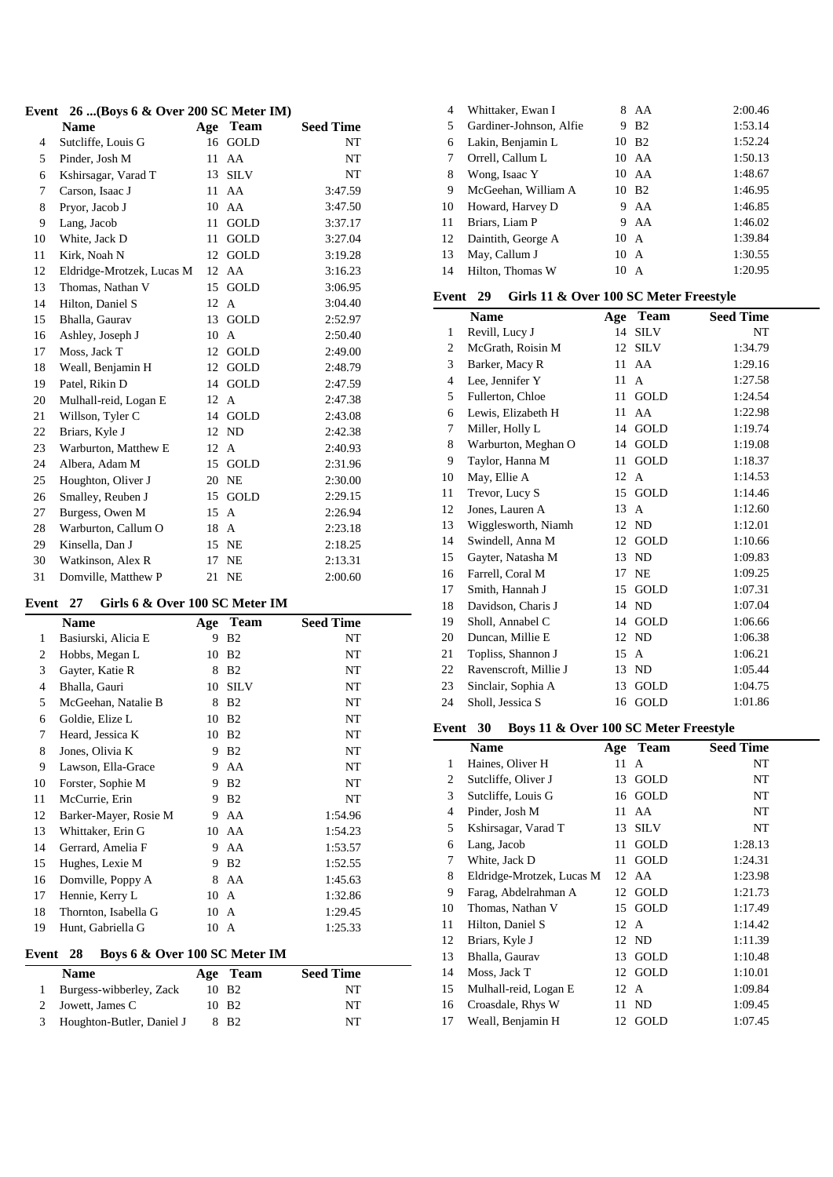## Event 26 ...(Boys 6 & Over 200 SC Meter IM)

| | Name | Age | Team | Seed Time |
|---|---|---|---|---|
| 4 | Sutcliffe, Louis G | 16 | GOLD | NT |
| 5 | Pinder, Josh M | 11 | AA | NT |
| 6 | Kshirsagar, Varad T | 13 | SILV | NT |
| 7 | Carson, Isaac J | 11 | AA | 3:47.59 |
| 8 | Pryor, Jacob J | 10 | AA | 3:47.50 |
| 9 | Lang, Jacob | 11 | GOLD | 3:37.17 |
| 10 | White, Jack D | 11 | GOLD | 3:27.04 |
| 11 | Kirk, Noah N | 12 | GOLD | 3:19.28 |
| 12 | Eldridge-Mrotzek, Lucas M | 12 | AA | 3:16.23 |
| 13 | Thomas, Nathan V | 15 | GOLD | 3:06.95 |
| 14 | Hilton, Daniel S | 12 | A | 3:04.40 |
| 15 | Bhalla, Gaurav | 13 | GOLD | 2:52.97 |
| 16 | Ashley, Joseph J | 10 | A | 2:50.40 |
| 17 | Moss, Jack T | 12 | GOLD | 2:49.00 |
| 18 | Weall, Benjamin H | 12 | GOLD | 2:48.79 |
| 19 | Patel, Rikin D | 14 | GOLD | 2:47.59 |
| 20 | Mulhall-reid, Logan E | 12 | A | 2:47.38 |
| 21 | Willson, Tyler C | 14 | GOLD | 2:43.08 |
| 22 | Briars, Kyle J | 12 | ND | 2:42.38 |
| 23 | Warburton, Matthew E | 12 | A | 2:40.93 |
| 24 | Albera, Adam M | 15 | GOLD | 2:31.96 |
| 25 | Houghton, Oliver J | 20 | NE | 2:30.00 |
| 26 | Smalley, Reuben J | 15 | GOLD | 2:29.15 |
| 27 | Burgess, Owen M | 15 | A | 2:26.94 |
| 28 | Warburton, Callum O | 18 | A | 2:23.18 |
| 29 | Kinsella, Dan J | 15 | NE | 2:18.25 |
| 30 | Watkinson, Alex R | 17 | NE | 2:13.31 |
| 31 | Domville, Matthew P | 21 | NE | 2:00.60 |

## Event 27 Girls 6 & Over 100 SC Meter IM

| | Name | Age | Team | Seed Time |
|---|---|---|---|---|
| 1 | Basiurski, Alicia E | 9 | B2 | NT |
| 2 | Hobbs, Megan L | 10 | B2 | NT |
| 3 | Gayter, Katie R | 8 | B2 | NT |
| 4 | Bhalla, Gauri | 10 | SILV | NT |
| 5 | McGeehan, Natalie B | 8 | B2 | NT |
| 6 | Goldie, Elize L | 10 | B2 | NT |
| 7 | Heard, Jessica K | 10 | B2 | NT |
| 8 | Jones, Olivia K | 9 | B2 | NT |
| 9 | Lawson, Ella-Grace | 9 | AA | NT |
| 10 | Forster, Sophie M | 9 | B2 | NT |
| 11 | McCurrie, Erin | 9 | B2 | NT |
| 12 | Barker-Mayer, Rosie M | 9 | AA | 1:54.96 |
| 13 | Whittaker, Erin G | 10 | AA | 1:54.23 |
| 14 | Gerrard, Amelia F | 9 | AA | 1:53.57 |
| 15 | Hughes, Lexie M | 9 | B2 | 1:52.55 |
| 16 | Domville, Poppy A | 8 | AA | 1:45.63 |
| 17 | Hennie, Kerry L | 10 | A | 1:32.86 |
| 18 | Thornton, Isabella G | 10 | A | 1:29.45 |
| 19 | Hunt, Gabriella G | 10 | A | 1:25.33 |

## Event 28 Boys 6 & Over 100 SC Meter IM

| | Name | Age | Team | Seed Time |
|---|---|---|---|---|
| 1 | Burgess-wibberley, Zack | 10 | B2 | NT |
| 2 | Jowett, James C | 10 | B2 | NT |
| 3 | Houghton-Butler, Daniel J | 8 | B2 | NT |
| 4 | Whittaker, Ewan I | 8 | AA | 2:00.46 |
| 5 | Gardiner-Johnson, Alfie | 9 | B2 | 1:53.14 |
| 6 | Lakin, Benjamin L | 10 | B2 | 1:52.24 |
| 7 | Orrell, Callum L | 10 | AA | 1:50.13 |
| 8 | Wong, Isaac Y | 10 | AA | 1:48.67 |
| 9 | McGeehan, William A | 10 | B2 | 1:46.95 |
| 10 | Howard, Harvey D | 9 | AA | 1:46.85 |
| 11 | Briars, Liam P | 9 | AA | 1:46.02 |
| 12 | Daintith, George A | 10 | A | 1:39.84 |
| 13 | May, Callum J | 10 | A | 1:30.55 |
| 14 | Hilton, Thomas W | 10 | A | 1:20.95 |

## Event 29 Girls 11 & Over 100 SC Meter Freestyle

| | Name | Age | Team | Seed Time |
|---|---|---|---|---|
| 1 | Revill, Lucy J | 14 | SILV | NT |
| 2 | McGrath, Roisin M | 12 | SILV | 1:34.79 |
| 3 | Barker, Macy R | 11 | AA | 1:29.16 |
| 4 | Lee, Jennifer Y | 11 | A | 1:27.58 |
| 5 | Fullerton, Chloe | 11 | GOLD | 1:24.54 |
| 6 | Lewis, Elizabeth H | 11 | AA | 1:22.98 |
| 7 | Miller, Holly L | 14 | GOLD | 1:19.74 |
| 8 | Warburton, Meghan O | 14 | GOLD | 1:19.08 |
| 9 | Taylor, Hanna M | 11 | GOLD | 1:18.37 |
| 10 | May, Ellie A | 12 | A | 1:14.53 |
| 11 | Trevor, Lucy S | 15 | GOLD | 1:14.46 |
| 12 | Jones, Lauren A | 13 | A | 1:12.60 |
| 13 | Wigglesworth, Niamh | 12 | ND | 1:12.01 |
| 14 | Swindell, Anna M | 12 | GOLD | 1:10.66 |
| 15 | Gayter, Natasha M | 13 | ND | 1:09.83 |
| 16 | Farrell, Coral M | 17 | NE | 1:09.25 |
| 17 | Smith, Hannah J | 15 | GOLD | 1:07.31 |
| 18 | Davidson, Charis J | 14 | ND | 1:07.04 |
| 19 | Sholl, Annabel C | 14 | GOLD | 1:06.66 |
| 20 | Duncan, Millie E | 12 | ND | 1:06.38 |
| 21 | Topliss, Shannon J | 15 | A | 1:06.21 |
| 22 | Ravenscroft, Millie J | 13 | ND | 1:05.44 |
| 23 | Sinclair, Sophia A | 13 | GOLD | 1:04.75 |
| 24 | Sholl, Jessica S | 16 | GOLD | 1:01.86 |

## Event 30 Boys 11 & Over 100 SC Meter Freestyle

| | Name | Age | Team | Seed Time |
|---|---|---|---|---|
| 1 | Haines, Oliver H | 11 | A | NT |
| 2 | Sutcliffe, Oliver J | 13 | GOLD | NT |
| 3 | Sutcliffe, Louis G | 16 | GOLD | NT |
| 4 | Pinder, Josh M | 11 | AA | NT |
| 5 | Kshirsagar, Varad T | 13 | SILV | NT |
| 6 | Lang, Jacob | 11 | GOLD | 1:28.13 |
| 7 | White, Jack D | 11 | GOLD | 1:24.31 |
| 8 | Eldridge-Mrotzek, Lucas M | 12 | AA | 1:23.98 |
| 9 | Farag, Abdelrahman A | 12 | GOLD | 1:21.73 |
| 10 | Thomas, Nathan V | 15 | GOLD | 1:17.49 |
| 11 | Hilton, Daniel S | 12 | A | 1:14.42 |
| 12 | Briars, Kyle J | 12 | ND | 1:11.39 |
| 13 | Bhalla, Gaurav | 13 | GOLD | 1:10.48 |
| 14 | Moss, Jack T | 12 | GOLD | 1:10.01 |
| 15 | Mulhall-reid, Logan E | 12 | A | 1:09.84 |
| 16 | Croasdale, Rhys W | 11 | ND | 1:09.45 |
| 17 | Weall, Benjamin H | 12 | GOLD | 1:07.45 |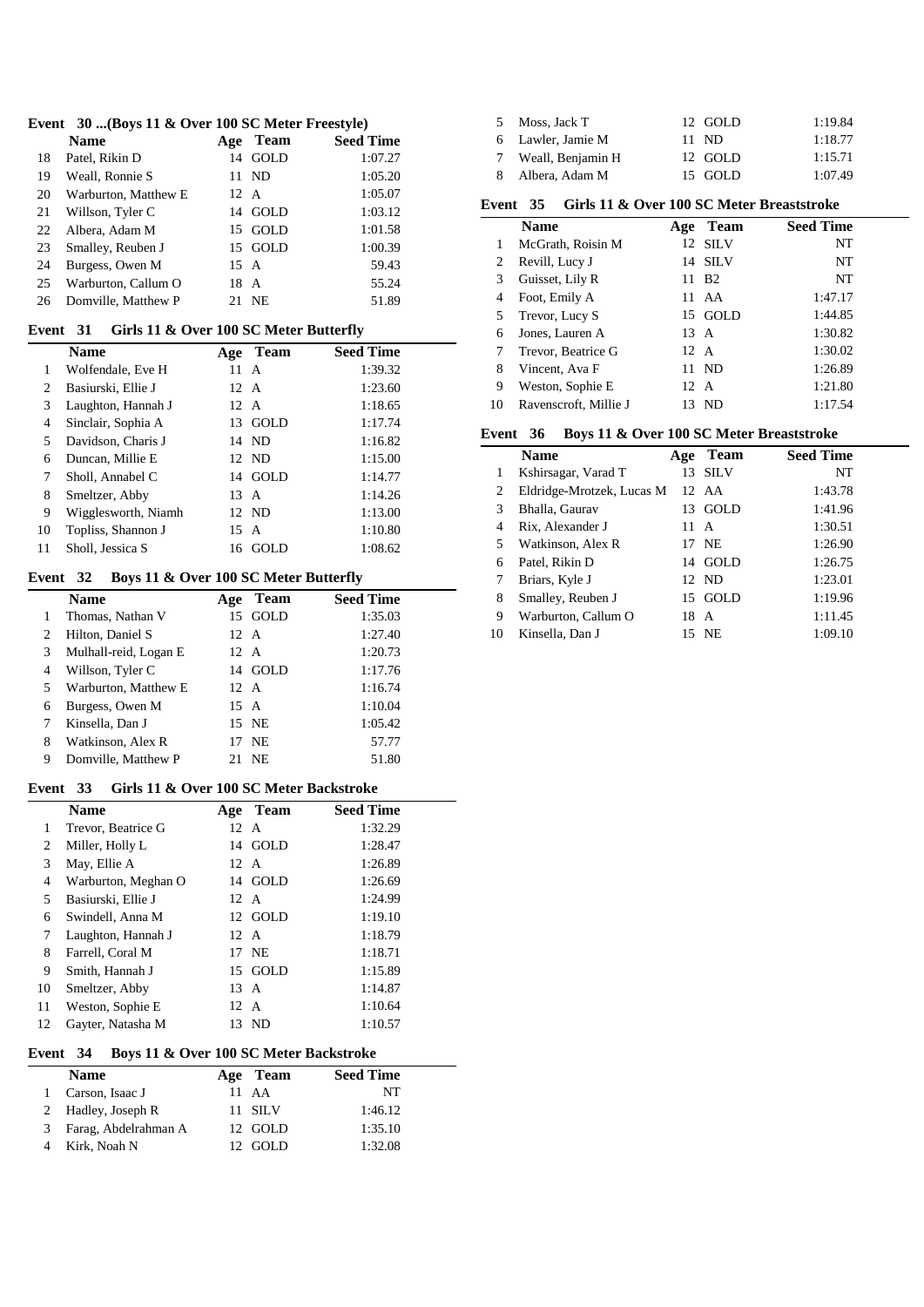## Event 30 ...(Boys 11 & Over 100 SC Meter Freestyle)

| | Name | Age | Team | Seed Time |
|---|---|---|---|---|
| 18 | Patel, Rikin D | 14 | GOLD | 1:07.27 |
| 19 | Weall, Ronnie S | 11 | ND | 1:05.20 |
| 20 | Warburton, Matthew E | 12 | A | 1:05.07 |
| 21 | Willson, Tyler C | 14 | GOLD | 1:03.12 |
| 22 | Albera, Adam M | 15 | GOLD | 1:01.58 |
| 23 | Smalley, Reuben J | 15 | GOLD | 1:00.39 |
| 24 | Burgess, Owen M | 15 | A | 59.43 |
| 25 | Warburton, Callum O | 18 | A | 55.24 |
| 26 | Domville, Matthew P | 21 | NE | 51.89 |

## Event 31 Girls 11 & Over 100 SC Meter Butterfly

| | Name | Age | Team | Seed Time |
|---|---|---|---|---|
| 1 | Wolfendale, Eve H | 11 | A | 1:39.32 |
| 2 | Basiurski, Ellie J | 12 | A | 1:23.60 |
| 3 | Laughton, Hannah J | 12 | A | 1:18.65 |
| 4 | Sinclair, Sophia A | 13 | GOLD | 1:17.74 |
| 5 | Davidson, Charis J | 14 | ND | 1:16.82 |
| 6 | Duncan, Millie E | 12 | ND | 1:15.00 |
| 7 | Sholl, Annabel C | 14 | GOLD | 1:14.77 |
| 8 | Smeltzer, Abby | 13 | A | 1:14.26 |
| 9 | Wigglesworth, Niamh | 12 | ND | 1:13.00 |
| 10 | Topliss, Shannon J | 15 | A | 1:10.80 |
| 11 | Sholl, Jessica S | 16 | GOLD | 1:08.62 |

## Event 32 Boys 11 & Over 100 SC Meter Butterfly

| | Name | Age | Team | Seed Time |
|---|---|---|---|---|
| 1 | Thomas, Nathan V | 15 | GOLD | 1:35.03 |
| 2 | Hilton, Daniel S | 12 | A | 1:27.40 |
| 3 | Mulhall-reid, Logan E | 12 | A | 1:20.73 |
| 4 | Willson, Tyler C | 14 | GOLD | 1:17.76 |
| 5 | Warburton, Matthew E | 12 | A | 1:16.74 |
| 6 | Burgess, Owen M | 15 | A | 1:10.04 |
| 7 | Kinsella, Dan J | 15 | NE | 1:05.42 |
| 8 | Watkinson, Alex R | 17 | NE | 57.77 |
| 9 | Domville, Matthew P | 21 | NE | 51.80 |

## Event 33 Girls 11 & Over 100 SC Meter Backstroke

| | Name | Age | Team | Seed Time |
|---|---|---|---|---|
| 1 | Trevor, Beatrice G | 12 | A | 1:32.29 |
| 2 | Miller, Holly L | 14 | GOLD | 1:28.47 |
| 3 | May, Ellie A | 12 | A | 1:26.89 |
| 4 | Warburton, Meghan O | 14 | GOLD | 1:26.69 |
| 5 | Basiurski, Ellie J | 12 | A | 1:24.99 |
| 6 | Swindell, Anna M | 12 | GOLD | 1:19.10 |
| 7 | Laughton, Hannah J | 12 | A | 1:18.79 |
| 8 | Farrell, Coral M | 17 | NE | 1:18.71 |
| 9 | Smith, Hannah J | 15 | GOLD | 1:15.89 |
| 10 | Smeltzer, Abby | 13 | A | 1:14.87 |
| 11 | Weston, Sophie E | 12 | A | 1:10.64 |
| 12 | Gayter, Natasha M | 13 | ND | 1:10.57 |

## Event 34 Boys 11 & Over 100 SC Meter Backstroke

| | Name | Age | Team | Seed Time |
|---|---|---|---|---|
| 1 | Carson, Isaac J | 11 | AA | NT |
| 2 | Hadley, Joseph R | 11 | SILV | 1:46.12 |
| 3 | Farag, Abdelrahman A | 12 | GOLD | 1:35.10 |
| 4 | Kirk, Noah N | 12 | GOLD | 1:32.08 |
| 5 | Moss, Jack T | 12 | GOLD | 1:19.84 |
| 6 | Lawler, Jamie M | 11 | ND | 1:18.77 |
| 7 | Weall, Benjamin H | 12 | GOLD | 1:15.71 |
| 8 | Albera, Adam M | 15 | GOLD | 1:07.49 |

## Event 35 Girls 11 & Over 100 SC Meter Breaststroke

| | Name | Age | Team | Seed Time |
|---|---|---|---|---|
| 1 | McGrath, Roisin M | 12 | SILV | NT |
| 2 | Revill, Lucy J | 14 | SILV | NT |
| 3 | Guisset, Lily R | 11 | B2 | NT |
| 4 | Foot, Emily A | 11 | AA | 1:47.17 |
| 5 | Trevor, Lucy S | 15 | GOLD | 1:44.85 |
| 6 | Jones, Lauren A | 13 | A | 1:30.82 |
| 7 | Trevor, Beatrice G | 12 | A | 1:30.02 |
| 8 | Vincent, Ava F | 11 | ND | 1:26.89 |
| 9 | Weston, Sophie E | 12 | A | 1:21.80 |
| 10 | Ravenscroft, Millie J | 13 | ND | 1:17.54 |

## Event 36 Boys 11 & Over 100 SC Meter Breaststroke

| | Name | Age | Team | Seed Time |
|---|---|---|---|---|
| 1 | Kshirsagar, Varad T | 13 | SILV | NT |
| 2 | Eldridge-Mrotzek, Lucas M | 12 | AA | 1:43.78 |
| 3 | Bhalla, Gaurav | 13 | GOLD | 1:41.96 |
| 4 | Rix, Alexander J | 11 | A | 1:30.51 |
| 5 | Watkinson, Alex R | 17 | NE | 1:26.90 |
| 6 | Patel, Rikin D | 14 | GOLD | 1:26.75 |
| 7 | Briars, Kyle J | 12 | ND | 1:23.01 |
| 8 | Smalley, Reuben J | 15 | GOLD | 1:19.96 |
| 9 | Warburton, Callum O | 18 | A | 1:11.45 |
| 10 | Kinsella, Dan J | 15 | NE | 1:09.10 |